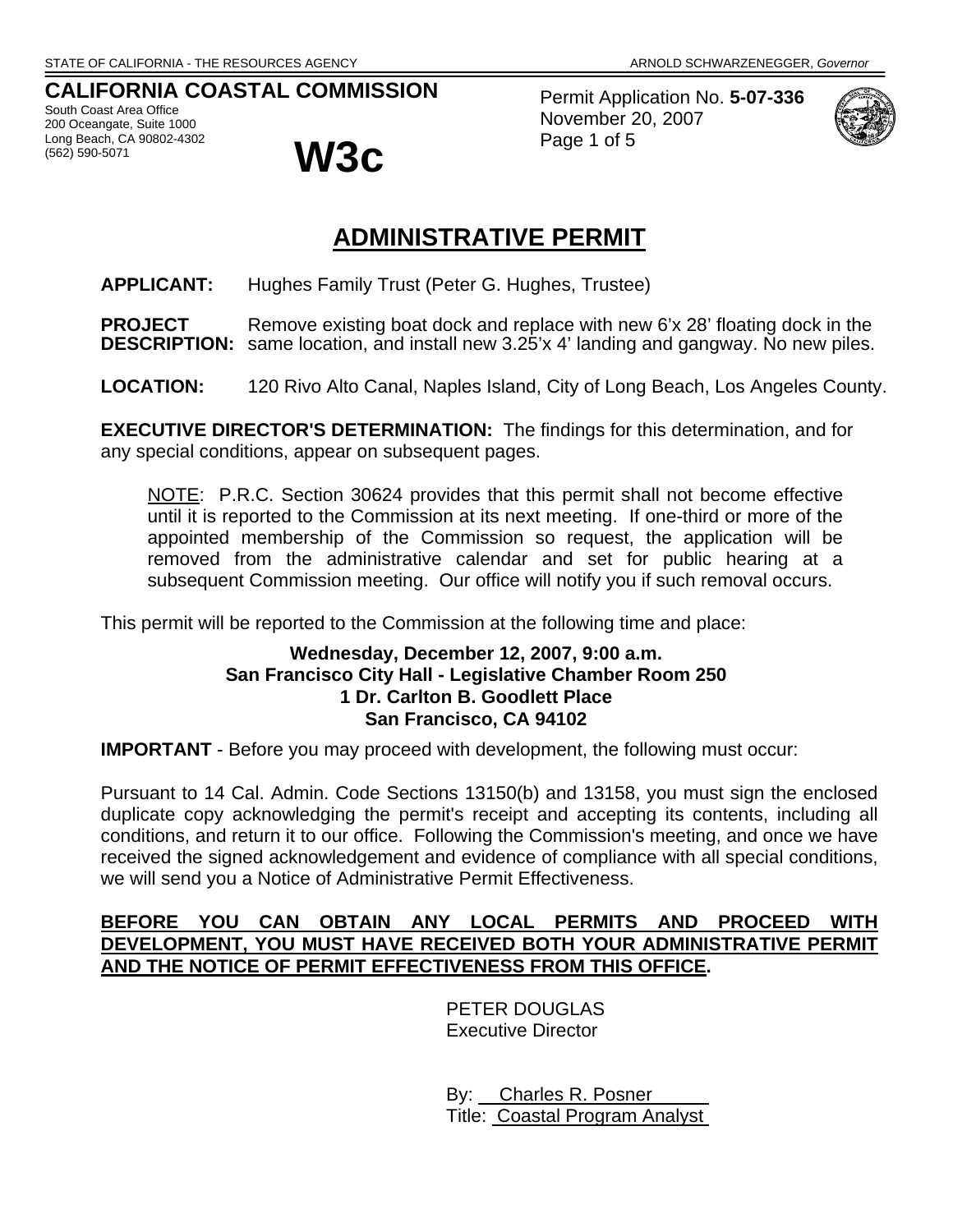STATE OF CALIFORNIA - THE RESOURCES AGENCY — ARNOLD SCHWARZENEGGER, *Governor*

**CALIFORNIA COASTAL COMMISSION**
South Coast Area Office
200 Oceangate, Suite 1000
Long Beach, CA 90802-4302
(562) 590-5071

# W3c

Permit Application No. **5-07-336**
November 20, 2007

# ADMINISTRATIVE PERMIT

**APPLICANT:** Hughes Family Trust (Peter G. Hughes, Trustee)

**PROJECT DESCRIPTION:** Remove existing boat dock and replace with new 6'x 28' floating dock in the same location, and install new 3.25'x 4' landing and gangway. No new piles.

**LOCATION:** 120 Rivo Alto Canal, Naples Island, City of Long Beach, Los Angeles County.

**EXECUTIVE DIRECTOR'S DETERMINATION:** The findings for this determination, and for any special conditions, appear on subsequent pages.

> NOTE: P.R.C. Section 30624 provides that this permit shall not become effective until it is reported to the Commission at its next meeting. If one-third or more of the appointed membership of the Commission so request, the application will be removed from the administrative calendar and set for public hearing at a subsequent Commission meeting. Our office will notify you if such removal occurs.

This permit will be reported to the Commission at the following time and place:

**Wednesday, December 12, 2007, 9:00 a.m.**
**San Francisco City Hall - Legislative Chamber Room 250**
**1 Dr. Carlton B. Goodlett Place**
**San Francisco, CA 94102**

**IMPORTANT** - Before you may proceed with development, the following must occur:

Pursuant to 14 Cal. Admin. Code Sections 13150(b) and 13158, you must sign the enclosed duplicate copy acknowledging the permit's receipt and accepting its contents, including all conditions, and return it to our office. Following the Commission's meeting, and once we have received the signed acknowledgement and evidence of compliance with all special conditions, we will send you a Notice of Administrative Permit Effectiveness.

**BEFORE YOU CAN OBTAIN ANY LOCAL PERMITS AND PROCEED WITH DEVELOPMENT, YOU MUST HAVE RECEIVED BOTH YOUR ADMINISTRATIVE PERMIT AND THE NOTICE OF PERMIT EFFECTIVENESS FROM THIS OFFICE.**

PETER DOUGLAS
Executive Director

By: Charles R. Posner
Title: Coastal Program Analyst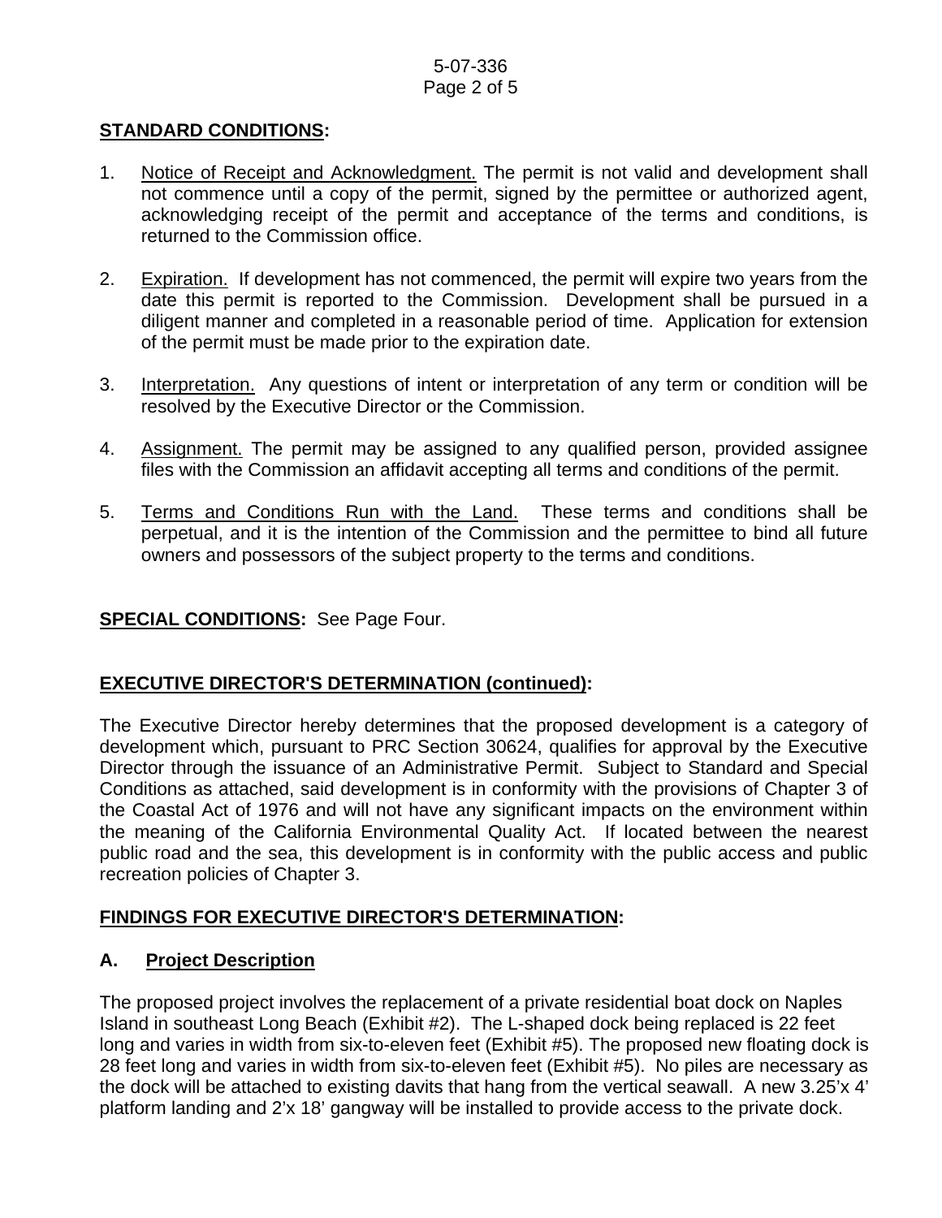## STANDARD CONDITIONS:

1. Notice of Receipt and Acknowledgment. The permit is not valid and development shall not commence until a copy of the permit, signed by the permittee or authorized agent, acknowledging receipt of the permit and acceptance of the terms and conditions, is returned to the Commission office.

2. Expiration. If development has not commenced, the permit will expire two years from the date this permit is reported to the Commission. Development shall be pursued in a diligent manner and completed in a reasonable period of time. Application for extension of the permit must be made prior to the expiration date.

3. Interpretation. Any questions of intent or interpretation of any term or condition will be resolved by the Executive Director or the Commission.

4. Assignment. The permit may be assigned to any qualified person, provided assignee files with the Commission an affidavit accepting all terms and conditions of the permit.

5. Terms and Conditions Run with the Land. These terms and conditions shall be perpetual, and it is the intention of the Commission and the permittee to bind all future owners and possessors of the subject property to the terms and conditions.

**SPECIAL CONDITIONS:** See Page Four.

## EXECUTIVE DIRECTOR'S DETERMINATION (continued):

The Executive Director hereby determines that the proposed development is a category of development which, pursuant to PRC Section 30624, qualifies for approval by the Executive Director through the issuance of an Administrative Permit. Subject to Standard and Special Conditions as attached, said development is in conformity with the provisions of Chapter 3 of the Coastal Act of 1976 and will not have any significant impacts on the environment within the meaning of the California Environmental Quality Act. If located between the nearest public road and the sea, this development is in conformity with the public access and public recreation policies of Chapter 3.

## FINDINGS FOR EXECUTIVE DIRECTOR'S DETERMINATION:

### A. Project Description

The proposed project involves the replacement of a private residential boat dock on Naples Island in southeast Long Beach (Exhibit #2). The L-shaped dock being replaced is 22 feet long and varies in width from six-to-eleven feet (Exhibit #5). The proposed new floating dock is 28 feet long and varies in width from six-to-eleven feet (Exhibit #5). No piles are necessary as the dock will be attached to existing davits that hang from the vertical seawall. A new 3.25'x 4' platform landing and 2'x 18' gangway will be installed to provide access to the private dock.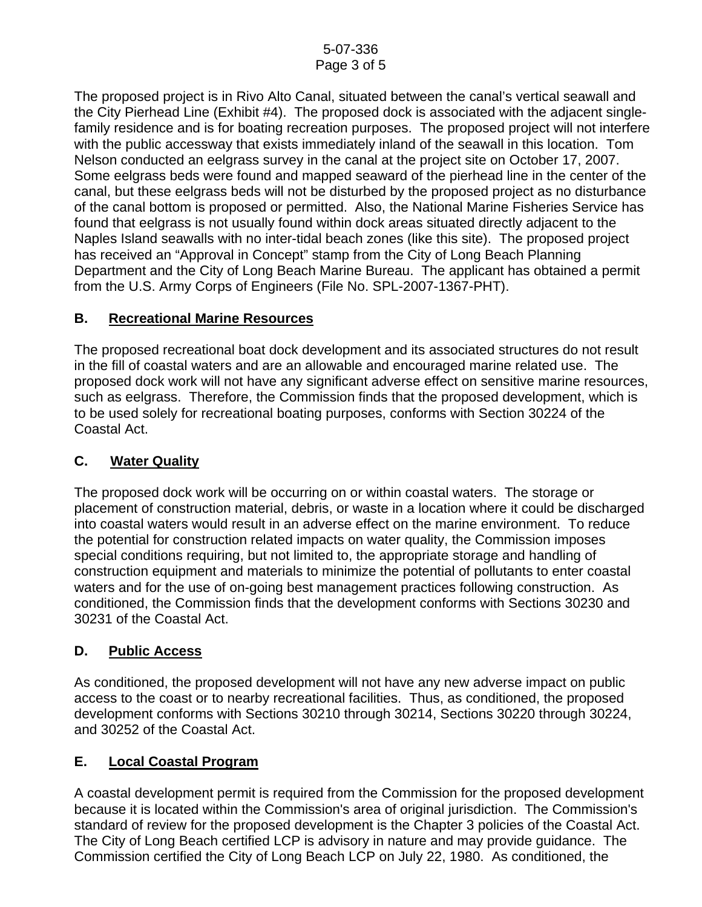The proposed project is in Rivo Alto Canal, situated between the canal's vertical seawall and the City Pierhead Line (Exhibit #4). The proposed dock is associated with the adjacent single-family residence and is for boating recreation purposes. The proposed project will not interfere with the public accessway that exists immediately inland of the seawall in this location. Tom Nelson conducted an eelgrass survey in the canal at the project site on October 17, 2007. Some eelgrass beds were found and mapped seaward of the pierhead line in the center of the canal, but these eelgrass beds will not be disturbed by the proposed project as no disturbance of the canal bottom is proposed or permitted. Also, the National Marine Fisheries Service has found that eelgrass is not usually found within dock areas situated directly adjacent to the Naples Island seawalls with no inter-tidal beach zones (like this site). The proposed project has received an "Approval in Concept" stamp from the City of Long Beach Planning Department and the City of Long Beach Marine Bureau. The applicant has obtained a permit from the U.S. Army Corps of Engineers (File No. SPL-2007-1367-PHT).

## B. Recreational Marine Resources

The proposed recreational boat dock development and its associated structures do not result in the fill of coastal waters and are an allowable and encouraged marine related use. The proposed dock work will not have any significant adverse effect on sensitive marine resources, such as eelgrass. Therefore, the Commission finds that the proposed development, which is to be used solely for recreational boating purposes, conforms with Section 30224 of the Coastal Act.

## C. Water Quality

The proposed dock work will be occurring on or within coastal waters. The storage or placement of construction material, debris, or waste in a location where it could be discharged into coastal waters would result in an adverse effect on the marine environment. To reduce the potential for construction related impacts on water quality, the Commission imposes special conditions requiring, but not limited to, the appropriate storage and handling of construction equipment and materials to minimize the potential of pollutants to enter coastal waters and for the use of on-going best management practices following construction. As conditioned, the Commission finds that the development conforms with Sections 30230 and 30231 of the Coastal Act.

## D. Public Access

As conditioned, the proposed development will not have any new adverse impact on public access to the coast or to nearby recreational facilities. Thus, as conditioned, the proposed development conforms with Sections 30210 through 30214, Sections 30220 through 30224, and 30252 of the Coastal Act.

## E. Local Coastal Program

A coastal development permit is required from the Commission for the proposed development because it is located within the Commission's area of original jurisdiction. The Commission's standard of review for the proposed development is the Chapter 3 policies of the Coastal Act. The City of Long Beach certified LCP is advisory in nature and may provide guidance. The Commission certified the City of Long Beach LCP on July 22, 1980. As conditioned, the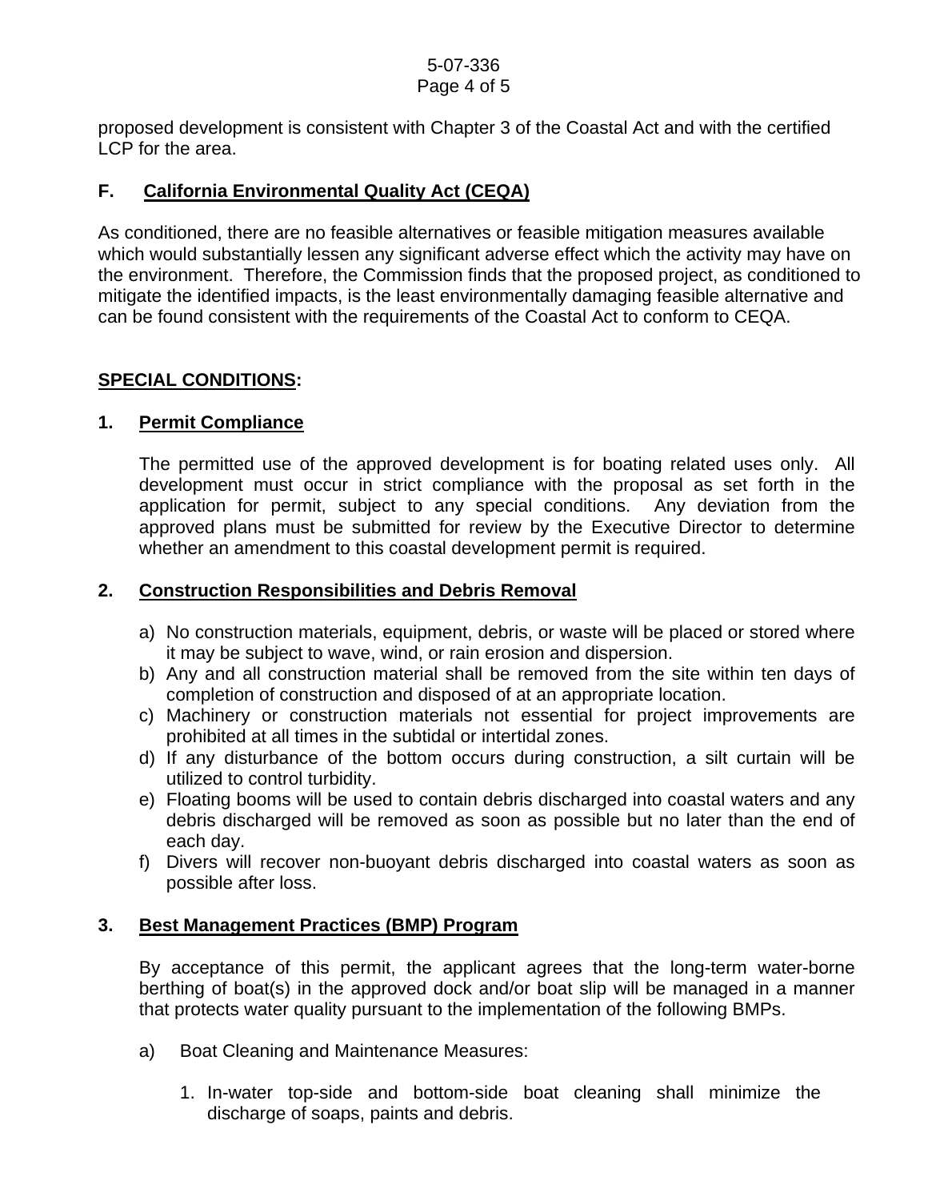proposed development is consistent with Chapter 3 of the Coastal Act and with the certified LCP for the area.

## F. California Environmental Quality Act (CEQA)

As conditioned, there are no feasible alternatives or feasible mitigation measures available which would substantially lessen any significant adverse effect which the activity may have on the environment. Therefore, the Commission finds that the proposed project, as conditioned to mitigate the identified impacts, is the least environmentally damaging feasible alternative and can be found consistent with the requirements of the Coastal Act to conform to CEQA.

## SPECIAL CONDITIONS:

### 1. Permit Compliance

The permitted use of the approved development is for boating related uses only. All development must occur in strict compliance with the proposal as set forth in the application for permit, subject to any special conditions. Any deviation from the approved plans must be submitted for review by the Executive Director to determine whether an amendment to this coastal development permit is required.

### 2. Construction Responsibilities and Debris Removal

a) No construction materials, equipment, debris, or waste will be placed or stored where it may be subject to wave, wind, or rain erosion and dispersion.
b) Any and all construction material shall be removed from the site within ten days of completion of construction and disposed of at an appropriate location.
c) Machinery or construction materials not essential for project improvements are prohibited at all times in the subtidal or intertidal zones.
d) If any disturbance of the bottom occurs during construction, a silt curtain will be utilized to control turbidity.
e) Floating booms will be used to contain debris discharged into coastal waters and any debris discharged will be removed as soon as possible but no later than the end of each day.
f) Divers will recover non-buoyant debris discharged into coastal waters as soon as possible after loss.

### 3. Best Management Practices (BMP) Program

By acceptance of this permit, the applicant agrees that the long-term water-borne berthing of boat(s) in the approved dock and/or boat slip will be managed in a manner that protects water quality pursuant to the implementation of the following BMPs.

a) Boat Cleaning and Maintenance Measures:

1. In-water top-side and bottom-side boat cleaning shall minimize the discharge of soaps, paints and debris.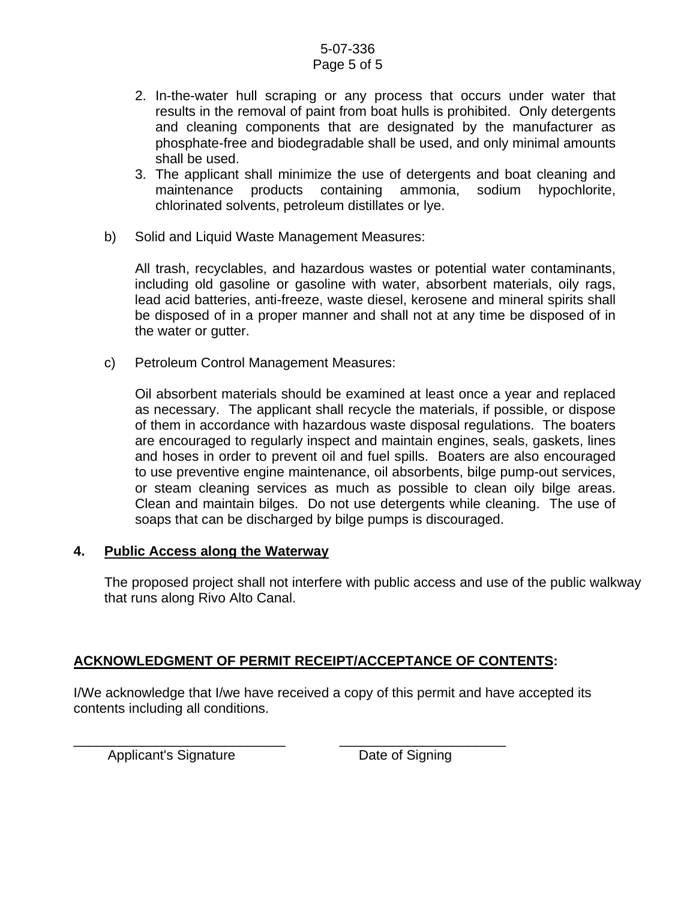2. In-the-water hull scraping or any process that occurs under water that results in the removal of paint from boat hulls is prohibited. Only detergents and cleaning components that are designated by the manufacturer as phosphate-free and biodegradable shall be used, and only minimal amounts shall be used.
3. The applicant shall minimize the use of detergents and boat cleaning and maintenance products containing ammonia, sodium hypochlorite, chlorinated solvents, petroleum distillates or lye.

b) Solid and Liquid Waste Management Measures:

All trash, recyclables, and hazardous wastes or potential water contaminants, including old gasoline or gasoline with water, absorbent materials, oily rags, lead acid batteries, anti-freeze, waste diesel, kerosene and mineral spirits shall be disposed of in a proper manner and shall not at any time be disposed of in the water or gutter.

c) Petroleum Control Management Measures:

Oil absorbent materials should be examined at least once a year and replaced as necessary. The applicant shall recycle the materials, if possible, or dispose of them in accordance with hazardous waste disposal regulations. The boaters are encouraged to regularly inspect and maintain engines, seals, gaskets, lines and hoses in order to prevent oil and fuel spills. Boaters are also encouraged to use preventive engine maintenance, oil absorbents, bilge pump-out services, or steam cleaning services as much as possible to clean oily bilge areas. Clean and maintain bilges. Do not use detergents while cleaning. The use of soaps that can be discharged by bilge pumps is discouraged.

**4. <u>Public Access along the Waterway</u>**

The proposed project shall not interfere with public access and use of the public walkway that runs along Rivo Alto Canal.

**<u>ACKNOWLEDGMENT OF PERMIT RECEIPT/ACCEPTANCE OF CONTENTS</u>:**

I/We acknowledge that I/we have received a copy of this permit and have accepted its contents including all conditions.

_____________________________ &nbsp;&nbsp;&nbsp;&nbsp;&nbsp;&nbsp; ______________________

Applicant's Signature &nbsp;&nbsp;&nbsp;&nbsp;&nbsp;&nbsp;&nbsp;&nbsp;&nbsp;&nbsp;&nbsp;&nbsp;&nbsp;&nbsp;&nbsp;&nbsp; Date of Signing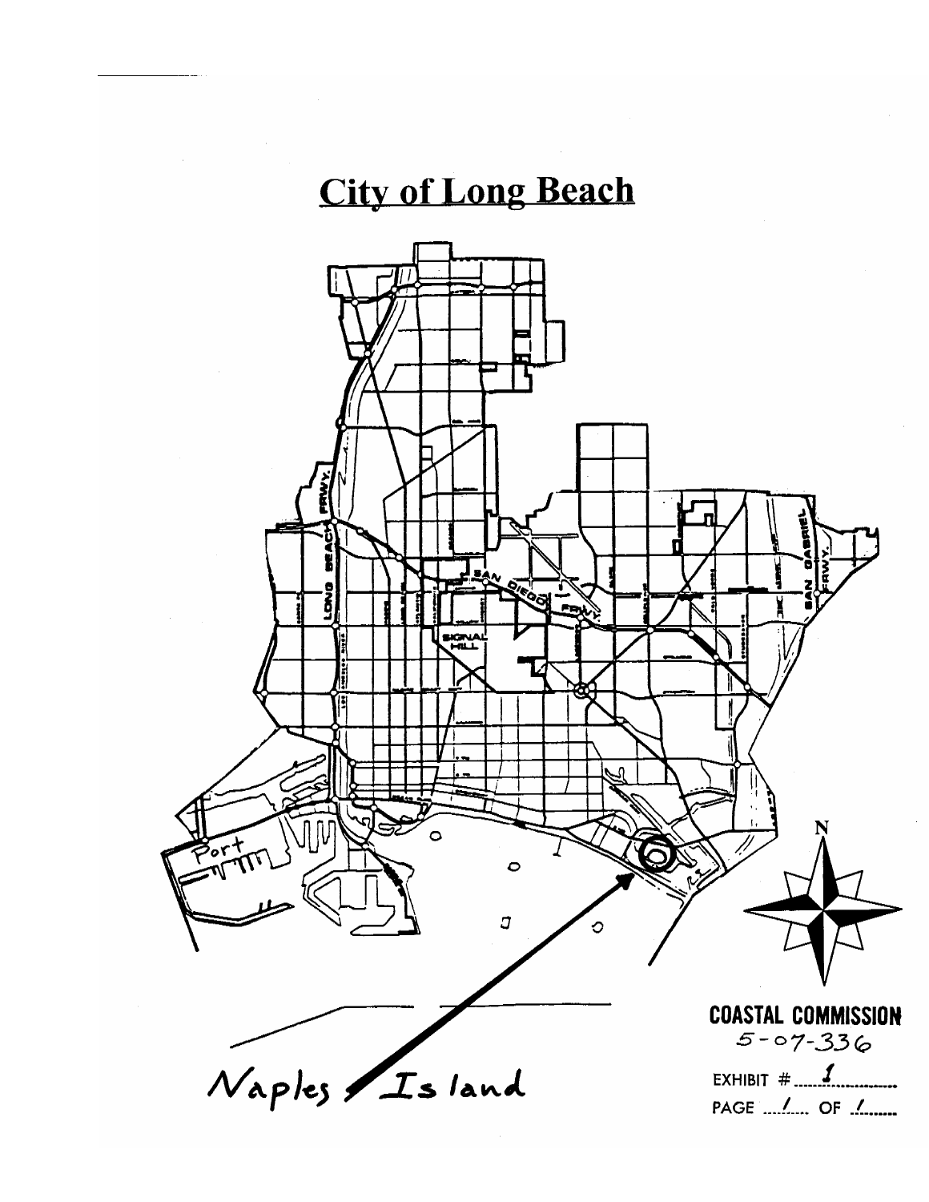# City of Long Beach

Naples Island

COASTAL COMMISSION
5-07-336

EXHIBIT # 1

PAGE 1 OF 1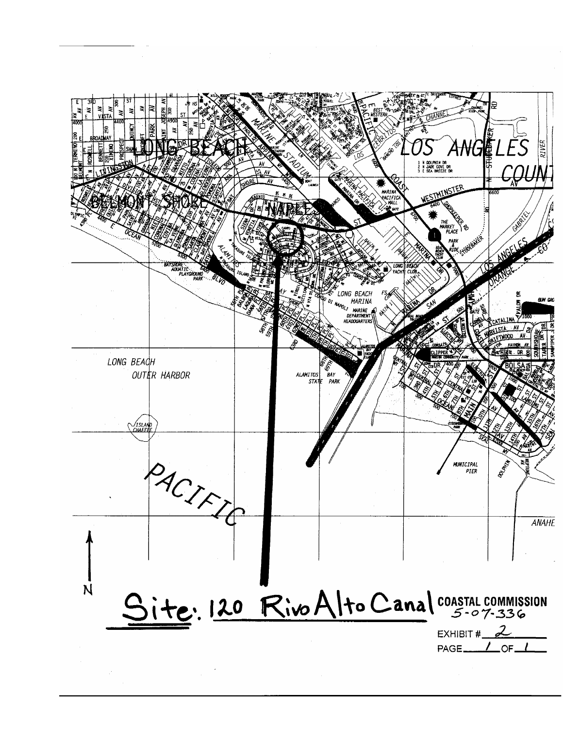Site: 120 Rivo Alto Canal

COASTAL COMMISSION
5-07-336

EXHIBIT # 2

PAGE 1 OF 1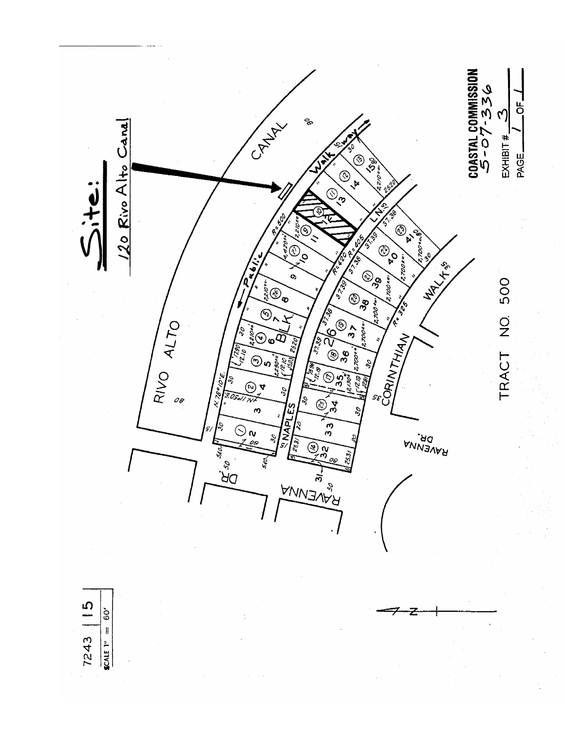# Site:

120 Rivo Alto Canal

RIVO ALTO CANAL

Public Walk

NAPLES

CORINTHIAN WALK

RAVENNA DR.

BLK 26

TRACT NO. 500

7243 | 15

SCALE 1" = 60'

**COASTAL COMMISSION**
5-07-336

EXHIBIT # 3

PAGE 1 OF 1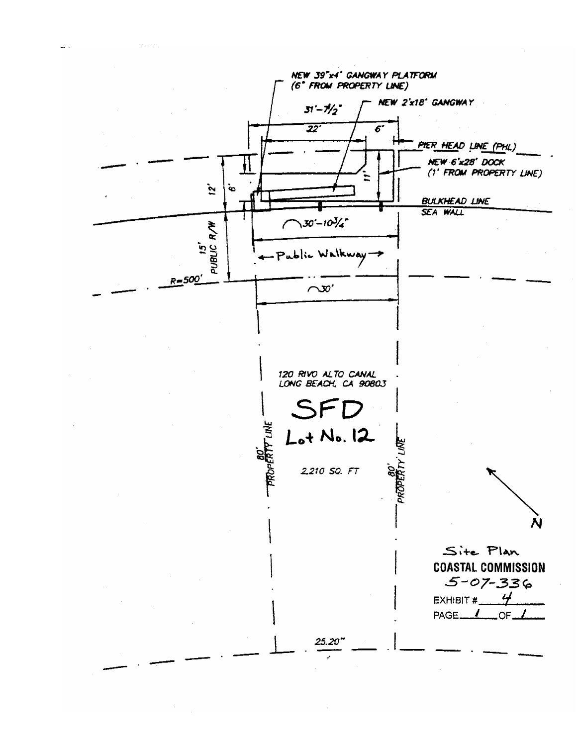NEW 39"x4' GANGWAY PLATFORM
(6" FROM PROPERTY LINE)

NEW 2'x18' GANGWAY

31'-7½"

22'

6'

PIER HEAD LINE (PHL)

NEW 6'x28' DOCK
(1' FROM PROPERTY LINE)

12'

6'

11'

BULKHEAD LINE
SEA WALL

30'-10¾"

15'
PUBLIC R/W

← Public Walkway →

R=500'

30'

120 RIVO ALTO CANAL
LONG BEACH, CA 90803

SFD

Lot No. 12

80'
PROPERTY LINE

2,210 SQ. FT

80'
PROPERTY LINE

N

25.20"

Site Plan

**COASTAL COMMISSION**

5-07-336

EXHIBIT # 4

PAGE 1 OF 1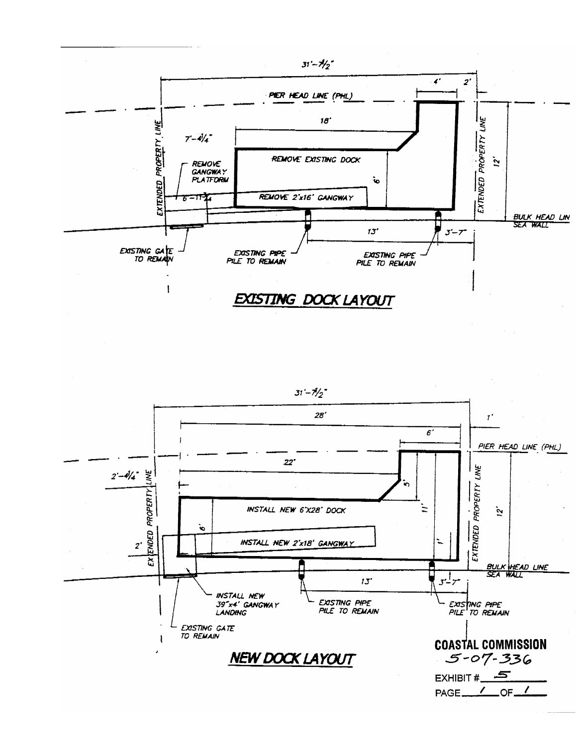31'-7½"

4' 2'

PIER HEAD LINE (PHL)

18'

7'-4¼"

EXTENDED PROPERTY LINE

REMOVE GANGWAY PLATFORM

REMOVE EXISTING DOCK

6'

EXTENDED PROPERTY LINE

12'

6'-11¾"

REMOVE 2'x16' GANGWAY

BULK HEAD LIN SEA WALL

13' 3'-7"

EXISTING GATE TO REMAIN

EXISTING PIPE PILE TO REMAIN

EXISTING PIPE PILE TO REMAIN

## EXISTING DOCK LAYOUT

31'-7½"

28'

1'

6'

PIER HEAD LINE (PHL)

22'

2'-4¼"

5'

EXTENDED PROPERTY LINE

11'

12'

INSTALL NEW 6'X28' DOCK

EXTENDED PROPERTY LINE

6'

2'

INSTALL NEW 2'x18' GANGWAY

1'

BULK HEAD LINE SEA WALL

13' 3'-7"

INSTALL NEW 39"x4' GANGWAY LANDING

EXISTING PIPE PILE TO REMAIN

EXISTING PIPE PILE TO REMAIN

EXISTING GATE TO REMAIN

## NEW DOCK LAYOUT

**COASTAL COMMISSION**
5-07-336

EXHIBIT # 5

PAGE 1 OF 1